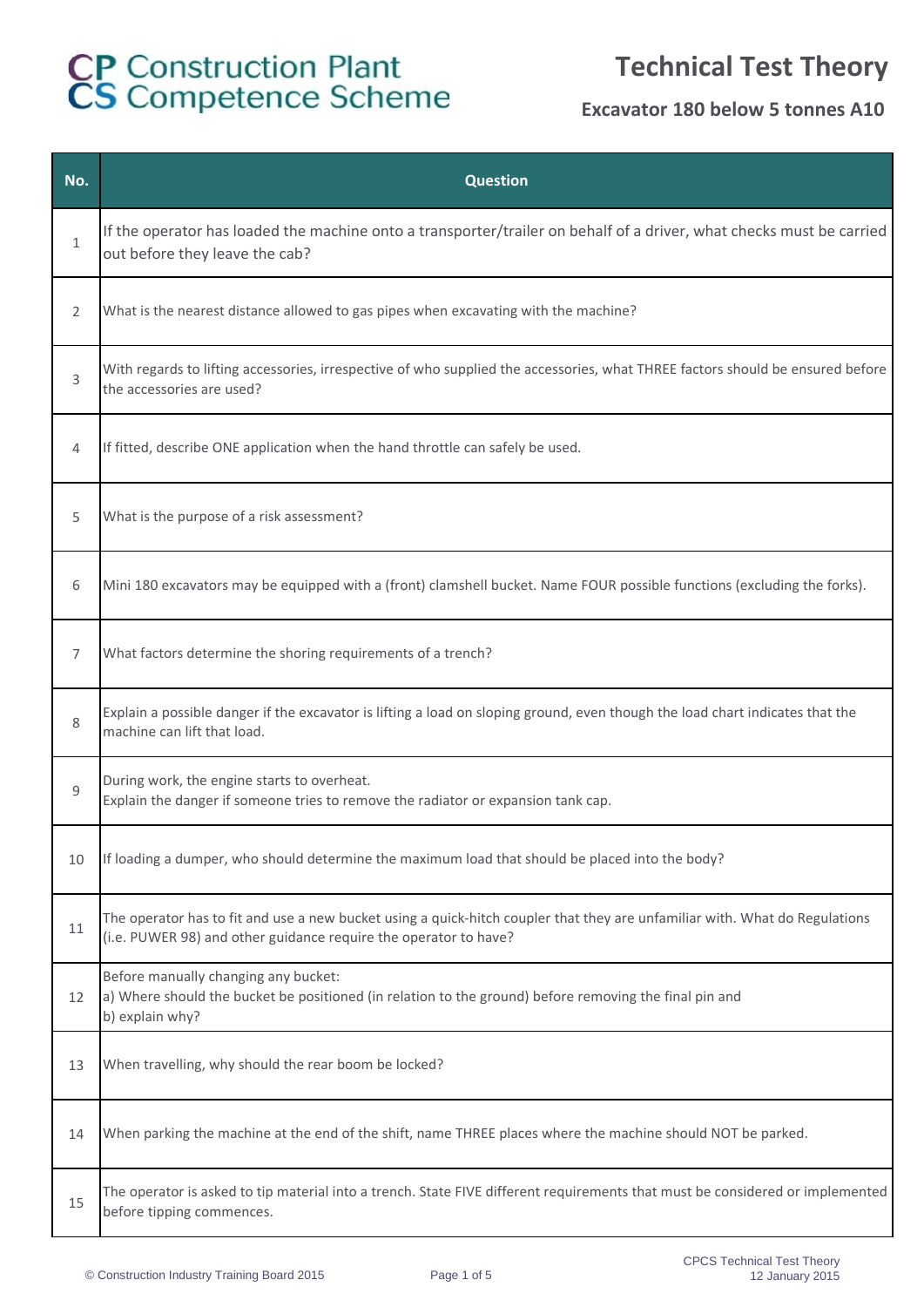# CP Construction Plant CS Competence Scheme

## Technical Test Theory

### Excavator 180 below 5 tonnes A10

| No. | Question |
|---|---|
| 1 | If the operator has loaded the machine onto a transporter/trailer on behalf of a driver, what checks must be carried out before they leave the cab? |
| 2 | What is the nearest distance allowed to gas pipes when excavating with the machine? |
| 3 | With regards to lifting accessories, irrespective of who supplied the accessories, what THREE factors should be ensured before the accessories are used? |
| 4 | If fitted, describe ONE application when the hand throttle can safely be used. |
| 5 | What is the purpose of a risk assessment? |
| 6 | Mini 180 excavators may be equipped with a (front) clamshell bucket. Name FOUR possible functions (excluding the forks). |
| 7 | What factors determine the shoring requirements of a trench? |
| 8 | Explain a possible danger if the excavator is lifting a load on sloping ground, even though the load chart indicates that the machine can lift that load. |
| 9 | During work, the engine starts to overheat.<br>Explain the danger if someone tries to remove the radiator or expansion tank cap. |
| 10 | If loading a dumper, who should determine the maximum load that should be placed into the body? |
| 11 | The operator has to fit and use a new bucket using a quick-hitch coupler that they are unfamiliar with. What do Regulations (i.e. PUWER 98) and other guidance require the operator to have? |
| 12 | Before manually changing any bucket:<br>a) Where should the bucket be positioned (in relation to the ground) before removing the final pin and<br>b) explain why? |
| 13 | When travelling, why should the rear boom be locked? |
| 14 | When parking the machine at the end of the shift, name THREE places where the machine should NOT be parked. |
| 15 | The operator is asked to tip material into a trench. State FIVE different requirements that must be considered or implemented before tipping commences. |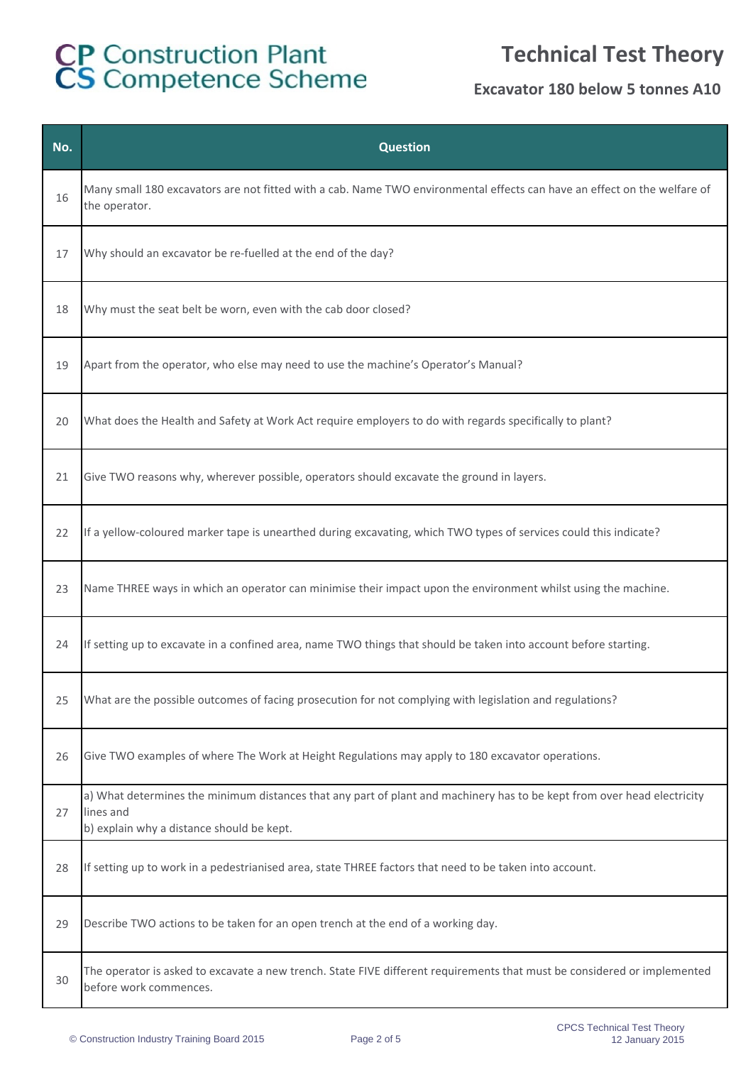| No. | Question |
| --- | --- |
| 16 | Many small 180 excavators are not fitted with a cab. Name TWO environmental effects can have an effect on the welfare of the operator. |
| 17 | Why should an excavator be re-fuelled at the end of the day? |
| 18 | Why must the seat belt be worn, even with the cab door closed? |
| 19 | Apart from the operator, who else may need to use the machine's Operator's Manual? |
| 20 | What does the Health and Safety at Work Act require employers to do with regards specifically to plant? |
| 21 | Give TWO reasons why, wherever possible, operators should excavate the ground in layers. |
| 22 | If a yellow-coloured marker tape is unearthed during excavating, which TWO types of services could this indicate? |
| 23 | Name THREE ways in which an operator can minimise their impact upon the environment whilst using the machine. |
| 24 | If setting up to excavate in a confined area, name TWO things that should be taken into account before starting. |
| 25 | What are the possible outcomes of facing prosecution for not complying with legislation and regulations? |
| 26 | Give TWO examples of where The Work at Height Regulations may apply to 180 excavator operations. |
| 27 | a) What determines the minimum distances that any part of plant and machinery has to be kept from over head electricity lines and<br>b) explain why a distance should be kept. |
| 28 | If setting up to work in a pedestrianised area, state THREE factors that need to be taken into account. |
| 29 | Describe TWO actions to be taken for an open trench at the end of a working day. |
| 30 | The operator is asked to excavate a new trench. State FIVE different requirements that must be considered or implemented before work commences. |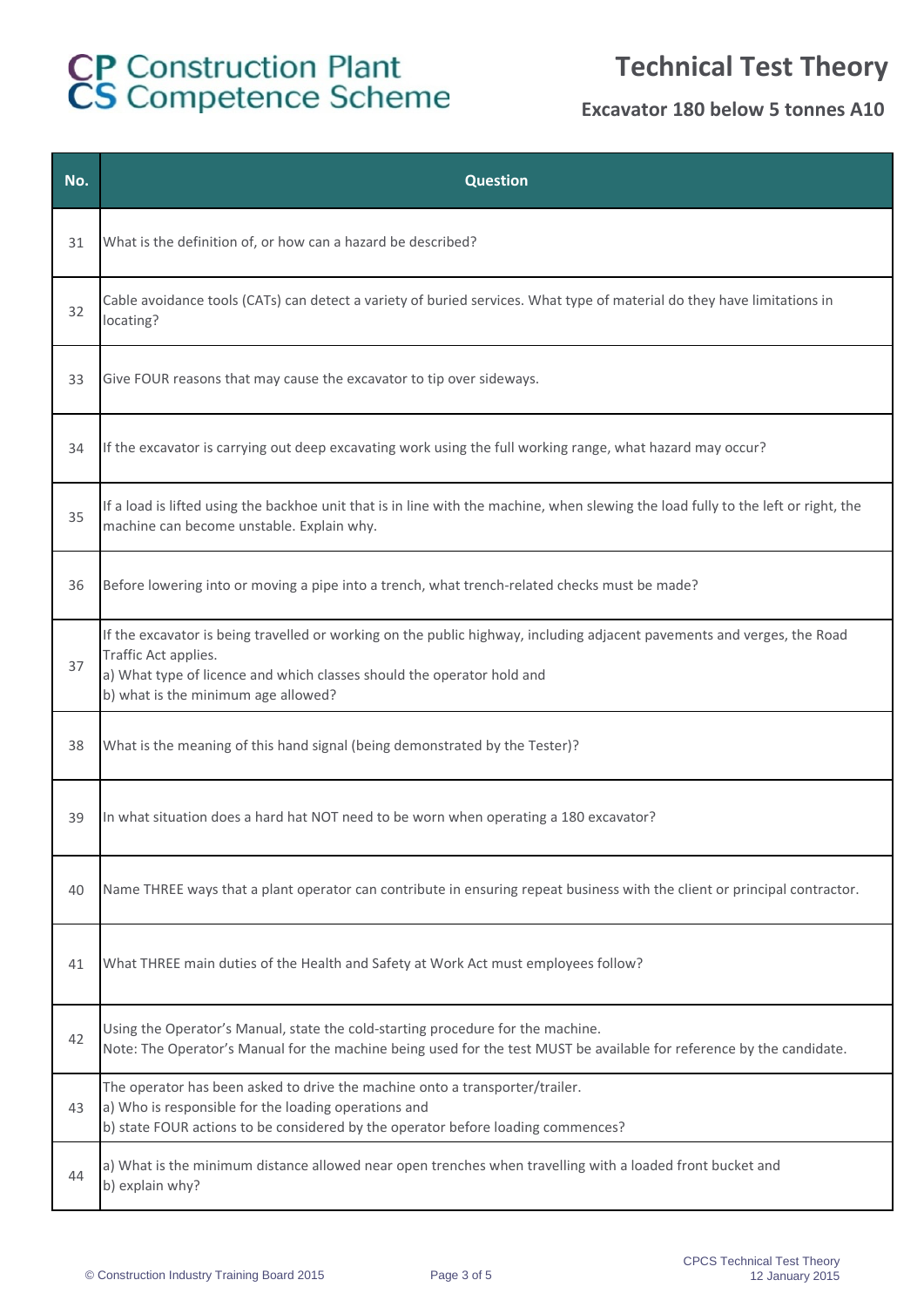# CP Construction Plant CS Competence Scheme

## Technical Test Theory

### Excavator 180 below 5 tonnes A10

| No. | Question |
|---|---|
| 31 | What is the definition of, or how can a hazard be described? |
| 32 | Cable avoidance tools (CATs) can detect a variety of buried services. What type of material do they have limitations in locating? |
| 33 | Give FOUR reasons that may cause the excavator to tip over sideways. |
| 34 | If the excavator is carrying out deep excavating work using the full working range, what hazard may occur? |
| 35 | If a load is lifted using the backhoe unit that is in line with the machine, when slewing the load fully to the left or right, the machine can become unstable. Explain why. |
| 36 | Before lowering into or moving a pipe into a trench, what trench-related checks must be made? |
| 37 | If the excavator is being travelled or working on the public highway, including adjacent pavements and verges, the Road Traffic Act applies.<br>a) What type of licence and which classes should the operator hold and<br>b) what is the minimum age allowed? |
| 38 | What is the meaning of this hand signal (being demonstrated by the Tester)? |
| 39 | In what situation does a hard hat NOT need to be worn when operating a 180 excavator? |
| 40 | Name THREE ways that a plant operator can contribute in ensuring repeat business with the client or principal contractor. |
| 41 | What THREE main duties of the Health and Safety at Work Act must employees follow? |
| 42 | Using the Operator's Manual, state the cold-starting procedure for the machine.<br>Note: The Operator's Manual for the machine being used for the test MUST be available for reference by the candidate. |
| 43 | The operator has been asked to drive the machine onto a transporter/trailer.<br>a) Who is responsible for the loading operations and<br>b) state FOUR actions to be considered by the operator before loading commences? |
| 44 | a) What is the minimum distance allowed near open trenches when travelling with a loaded front bucket and<br>b) explain why? |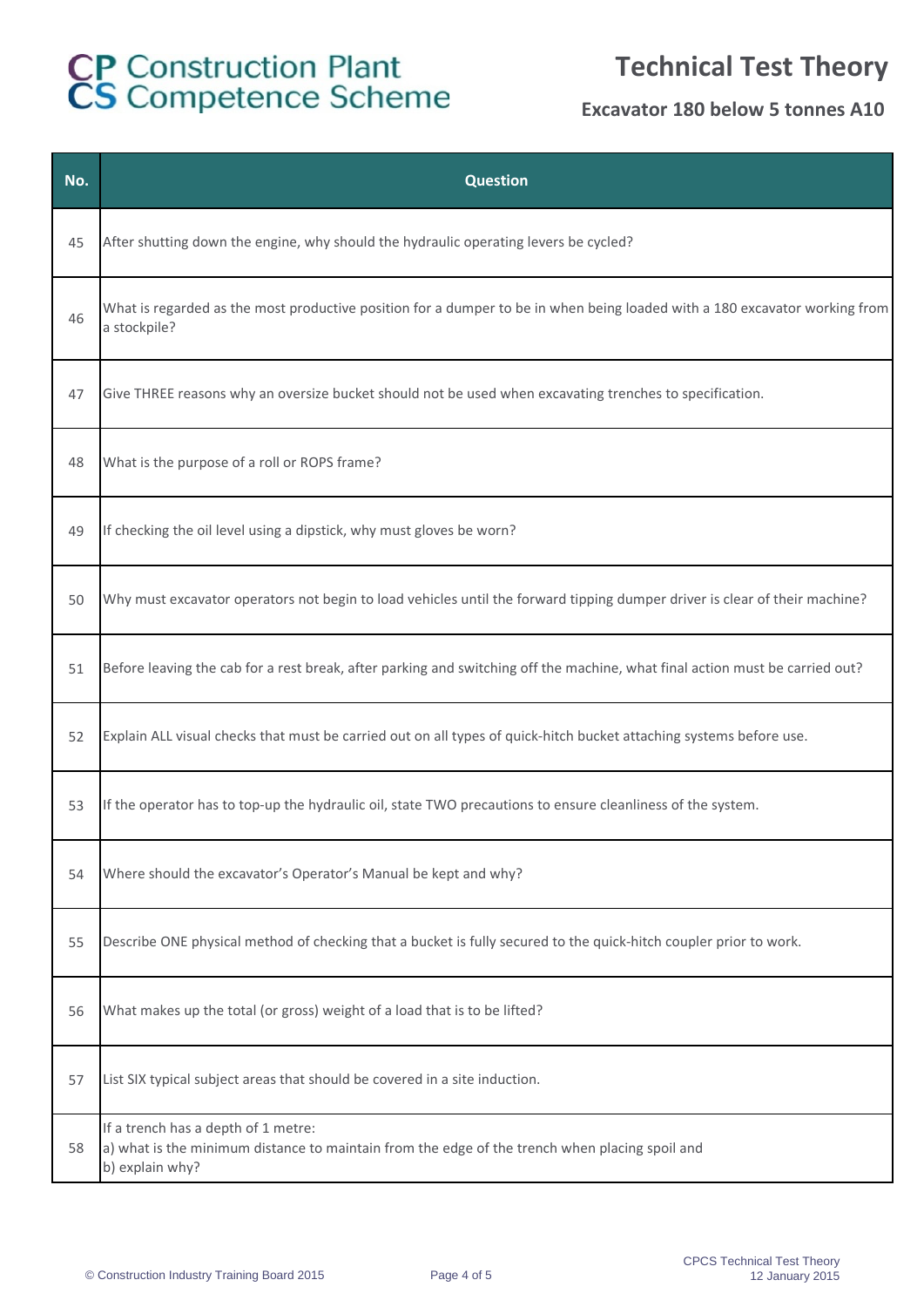| No. | Question |
|---|---|
| 45 | After shutting down the engine, why should the hydraulic operating levers be cycled? |
| 46 | What is regarded as the most productive position for a dumper to be in when being loaded with a 180 excavator working from a stockpile? |
| 47 | Give THREE reasons why an oversize bucket should not be used when excavating trenches to specification. |
| 48 | What is the purpose of a roll or ROPS frame? |
| 49 | If checking the oil level using a dipstick, why must gloves be worn? |
| 50 | Why must excavator operators not begin to load vehicles until the forward tipping dumper driver is clear of their machine? |
| 51 | Before leaving the cab for a rest break, after parking and switching off the machine, what final action must be carried out? |
| 52 | Explain ALL visual checks that must be carried out on all types of quick-hitch bucket attaching systems before use. |
| 53 | If the operator has to top-up the hydraulic oil, state TWO precautions to ensure cleanliness of the system. |
| 54 | Where should the excavator's Operator's Manual be kept and why? |
| 55 | Describe ONE physical method of checking that a bucket is fully secured to the quick-hitch coupler prior to work. |
| 56 | What makes up the total (or gross) weight of a load that is to be lifted? |
| 57 | List SIX typical subject areas that should be covered in a site induction. |
| 58 | If a trench has a depth of 1 metre:<br>a) what is the minimum distance to maintain from the edge of the trench when placing spoil and<br>b) explain why? |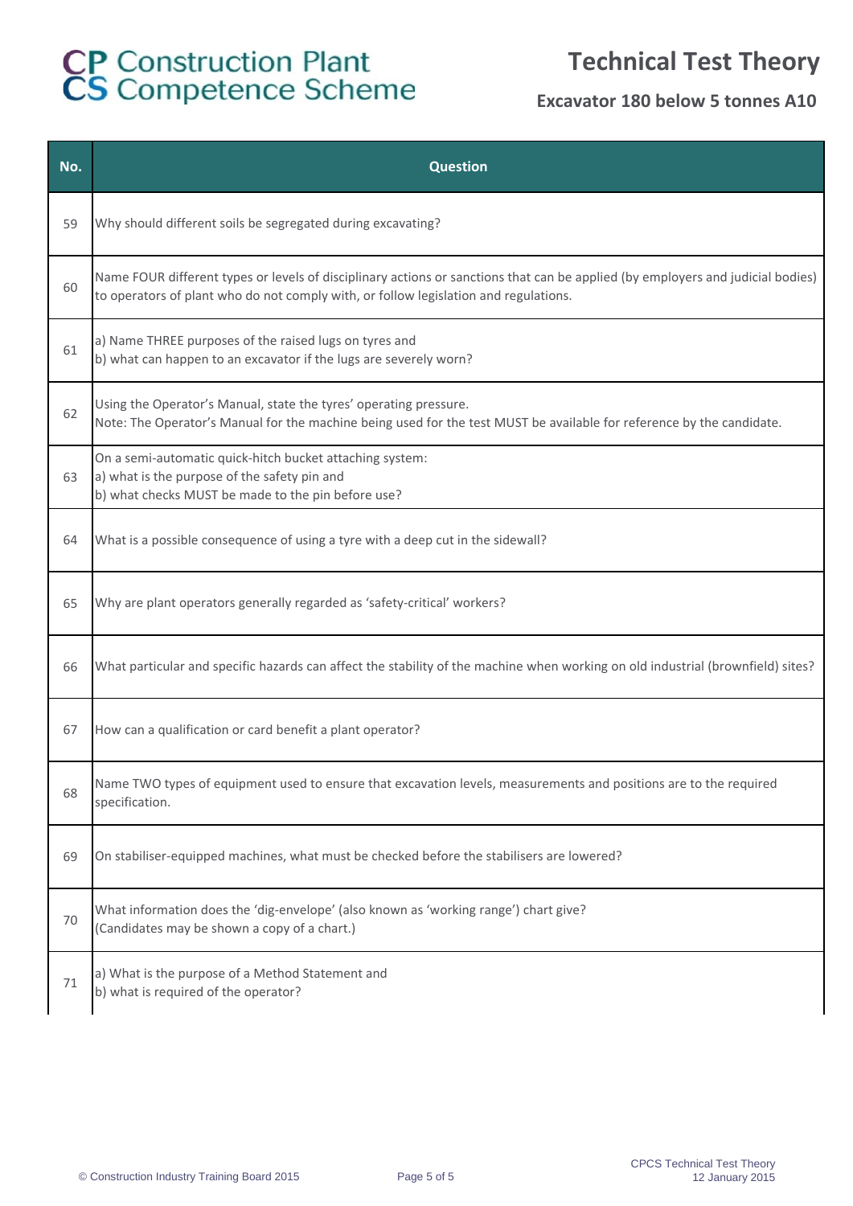| No. | Question |
| --- | --- |
| 59 | Why should different soils be segregated during excavating? |
| 60 | Name FOUR different types or levels of disciplinary actions or sanctions that can be applied (by employers and judicial bodies) to operators of plant who do not comply with, or follow legislation and regulations. |
| 61 | a) Name THREE purposes of the raised lugs on tyres and<br>b) what can happen to an excavator if the lugs are severely worn? |
| 62 | Using the Operator's Manual, state the tyres' operating pressure.<br>Note: The Operator's Manual for the machine being used for the test MUST be available for reference by the candidate. |
| 63 | On a semi-automatic quick-hitch bucket attaching system:<br>a) what is the purpose of the safety pin and<br>b) what checks MUST be made to the pin before use? |
| 64 | What is a possible consequence of using a tyre with a deep cut in the sidewall? |
| 65 | Why are plant operators generally regarded as 'safety-critical' workers? |
| 66 | What particular and specific hazards can affect the stability of the machine when working on old industrial (brownfield) sites? |
| 67 | How can a qualification or card benefit a plant operator? |
| 68 | Name TWO types of equipment used to ensure that excavation levels, measurements and positions are to the required specification. |
| 69 | On stabiliser-equipped machines, what must be checked before the stabilisers are lowered? |
| 70 | What information does the 'dig-envelope' (also known as 'working range') chart give?<br>(Candidates may be shown a copy of a chart.) |
| 71 | a) What is the purpose of a Method Statement and<br>b) what is required of the operator? |